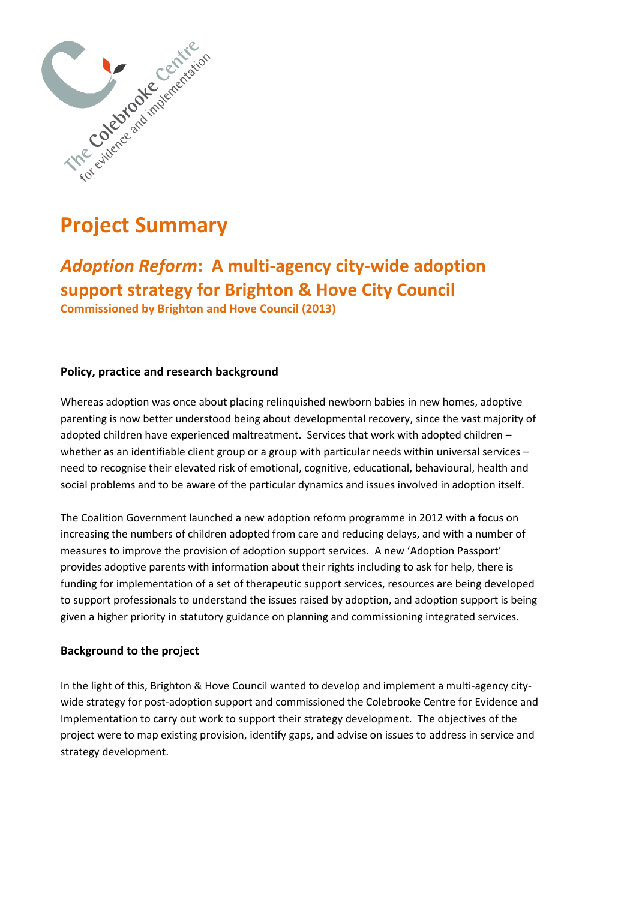# Project Summary

## *Adoption Reform*: A multi-agency city-wide adoption support strategy for Brighton & Hove City Council

**Commissioned by Brighton and Hove Council (2013)**

### Policy, practice and research background

Whereas adoption was once about placing relinquished newborn babies in new homes, adoptive parenting is now better understood being about developmental recovery, since the vast majority of adopted children have experienced maltreatment. Services that work with adopted children – whether as an identifiable client group or a group with particular needs within universal services – need to recognise their elevated risk of emotional, cognitive, educational, behavioural, health and social problems and to be aware of the particular dynamics and issues involved in adoption itself.

The Coalition Government launched a new adoption reform programme in 2012 with a focus on increasing the numbers of children adopted from care and reducing delays, and with a number of measures to improve the provision of adoption support services. A new 'Adoption Passport' provides adoptive parents with information about their rights including to ask for help, there is funding for implementation of a set of therapeutic support services, resources are being developed to support professionals to understand the issues raised by adoption, and adoption support is being given a higher priority in statutory guidance on planning and commissioning integrated services.

### Background to the project

In the light of this, Brighton & Hove Council wanted to develop and implement a multi-agency city-wide strategy for post-adoption support and commissioned the Colebrooke Centre for Evidence and Implementation to carry out work to support their strategy development. The objectives of the project were to map existing provision, identify gaps, and advise on issues to address in service and strategy development.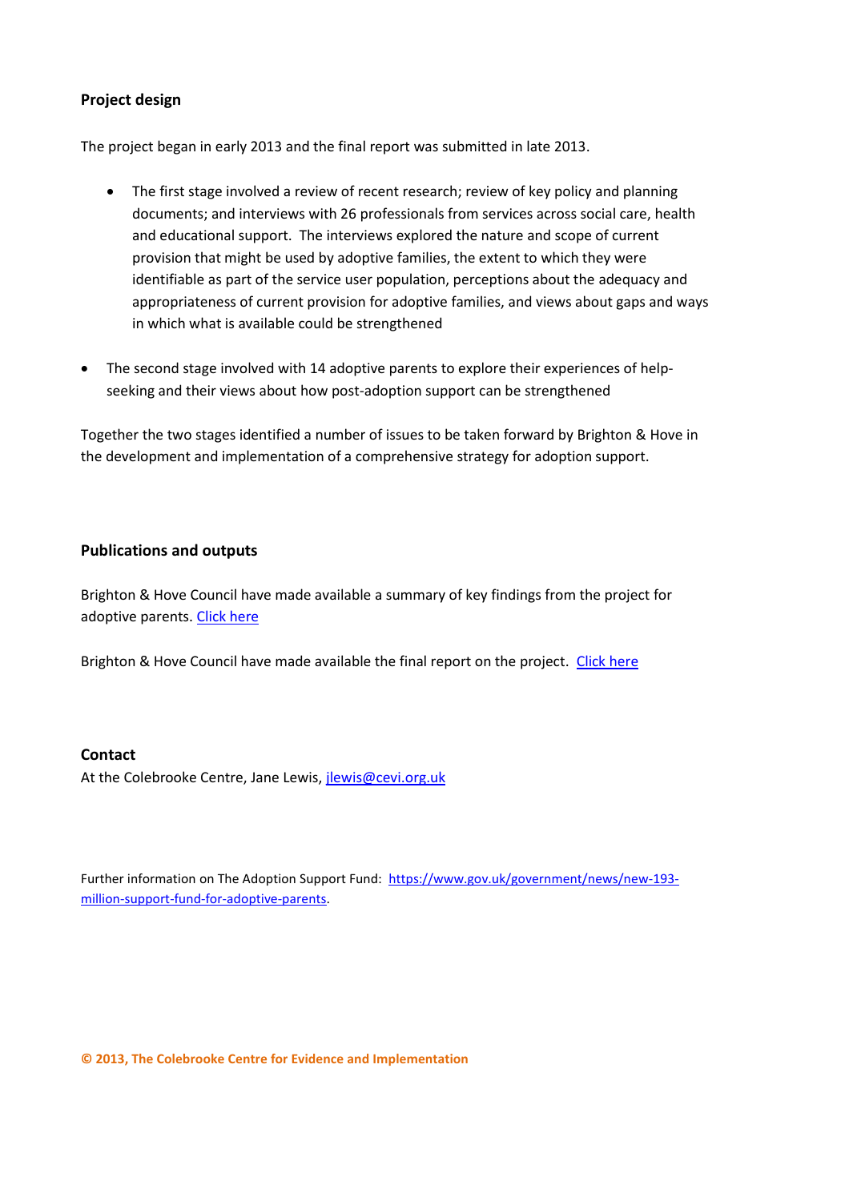## Project design

The project began in early 2013 and the final report was submitted in late 2013.

- The first stage involved a review of recent research; review of key policy and planning documents; and interviews with 26 professionals from services across social care, health and educational support. The interviews explored the nature and scope of current provision that might be used by adoptive families, the extent to which they were identifiable as part of the service user population, perceptions about the adequacy and appropriateness of current provision for adoptive families, and views about gaps and ways in which what is available could be strengthened

- The second stage involved with 14 adoptive parents to explore their experiences of help-seeking and their views about how post-adoption support can be strengthened

Together the two stages identified a number of issues to be taken forward by Brighton & Hove in the development and implementation of a comprehensive strategy for adoption support.

## Publications and outputs

Brighton & Hove Council have made available a summary of key findings from the project for adoptive parents. Click here

Brighton & Hove Council have made available the final report on the project. Click here

## Contact

At the Colebrooke Centre, Jane Lewis, jlewis@cevi.org.uk

Further information on The Adoption Support Fund: https://www.gov.uk/government/news/new-193-million-support-fund-for-adoptive-parents.

**© 2013, The Colebrooke Centre for Evidence and Implementation**